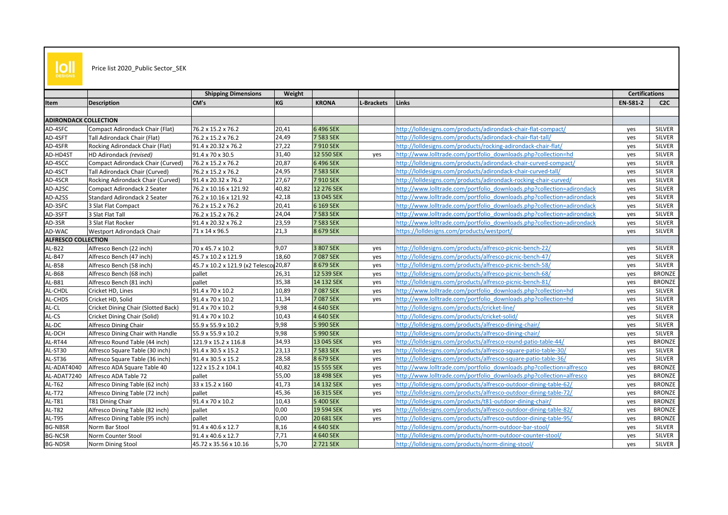loll DESIGNS

Price list 2020_Public Sector_SEK

| | | Shipping Dimensions | Weight | | | | Certifications | |
|---|---|---|---|---|---|---|---|---|
| Item | Description | CM's | KG | KRONA | L-Brackets | Links | EN-581-2 | C2C |
| | | | | | | | | |
| ADIRONDACK COLLECTION | | | | | | | | |
| AD-4SFC | Compact Adirondack Chair (Flat) | 76.2 x 15.2 x 76.2 | 20,41 | 6 496 SEK | | http://lolldesigns.com/products/adirondack-chair-flat-compact/ | yes | SILVER |
| AD-4SFT | Tall Adirondack Chair (Flat) | 76.2 x 15.2 x 76.2 | 24,49 | 7 583 SEK | | http://lolldesigns.com/products/adirondack-chair-flat-tall/ | yes | SILVER |
| AD-4SFR | Rocking Adirondack Chair (Flat) | 91.4 x 20.32 x 76.2 | 27,22 | 7 910 SEK | | http://lolldesigns.com/products/rocking-adirondack-chair-flat/ | yes | SILVER |
| AD-HD4ST | HD Adirondack *(revised)* | 91.4 x 70 x 30.5 | 31,40 | 12 550 SEK | yes | http://www.lolltrade.com/portfolio_downloads.php?collection=hd | yes | SILVER |
| AD-4SCC | Compact Adirondack Chair (Curved) | 76.2 x 15.2 x 76.2 | 20,87 | 6 496 SEK | | http://lolldesigns.com/products/adirondack-chair-curved-compact/ | yes | SILVER |
| AD-4SCT | Tall Adirondack Chair (Curved) | 76.2 x 15.2 x 76.2 | 24,95 | 7 583 SEK | | http://lolldesigns.com/products/adirondack-chair-curved-tall/ | yes | SILVER |
| AD-4SCR | Rocking Adirondack Chair (Curved) | 91.4 x 20.32 x 76.2 | 27,67 | 7 910 SEK | | http://lolldesigns.com/products/adirondack-rocking-chair-curved/ | yes | SILVER |
| AD-A2SC | Compact Adirondack 2 Seater | 76.2 x 10.16 x 121.92 | 40,82 | 12 276 SEK | | http://www.lolltrade.com/portfolio_downloads.php?collection=adirondack | yes | SILVER |
| AD-A2SS | Standard Adirondack 2 Seater | 76.2 x 10.16 x 121.92 | 42,18 | 13 045 SEK | | http://www.lolltrade.com/portfolio_downloads.php?collection=adirondack | yes | SILVER |
| AD-3SFC | 3 Slat Flat Compact | 76.2 x 15.2 x 76.2 | 20,41 | 6 169 SEK | | http://www.lolltrade.com/portfolio_downloads.php?collection=adirondack | yes | SILVER |
| AD-3SFT | 3 Slat Flat Tall | 76.2 x 15.2 x 76.2 | 24,04 | 7 583 SEK | | http://www.lolltrade.com/portfolio_downloads.php?collection=adirondack | yes | SILVER |
| AD-3SR | 3 Slat Flat Rocker | 91.4 x 20.32 x 76.2 | 23,59 | 7 583 SEK | | http://www.lolltrade.com/portfolio_downloads.php?collection=adirondack | yes | SILVER |
| AD-WAC | Westport Adirondack Chair | 71 x 14 x 96.5 | 21,3 | 8 679 SEK | | https://lolldesigns.com/products/westport/ | yes | SILVER |
| ALFRESCO COLLECTION | | | | | | | | |
| AL-B22 | Alfresco Bench (22 inch) | 70 x 45.7 x 10.2 | 9,07 | 3 807 SEK | yes | http://lolldesigns.com/products/alfresco-picnic-bench-22/ | yes | SILVER |
| AL-B47 | Alfresco Bench (47 inch) | 45.7 x 10.2 x 121.9 | 18,60 | 7 087 SEK | yes | http://lolldesigns.com/products/alfresco-picnic-bench-47/ | yes | SILVER |
| AL-B58 | Alfresco Bench (58 inch) | 45.7 x 10.2 x 121.9 (x2 Telesco | 20,87 | 8 679 SEK | yes | http://lolldesigns.com/products/alfresco-picnic-bench-58/ | yes | SILVER |
| AL-B68 | Alfresco Bench (68 inch) | pallet | 26,31 | 12 539 SEK | yes | http://lolldesigns.com/products/alfresco-picnic-bench-68/ | yes | BRONZE |
| AL-B81 | Alfresco Bench (81 inch) | pallet | 35,38 | 14 132 SEK | yes | http://lolldesigns.com/products/alfresco-picnic-bench-81/ | yes | BRONZE |
| AL-CHDL | Cricket HD, Lines | 91.4 x 70 x 10.2 | 10,89 | 7 087 SEK | yes | http://www.lolltrade.com/portfolio_downloads.php?collection=hd | yes | SILVER |
| AL-CHDS | Cricket HD, Solid | 91.4 x 70 x 10.2 | 11,34 | 7 087 SEK | yes | http://www.lolltrade.com/portfolio_downloads.php?collection=hd | yes | SILVER |
| AL-CL | Cricket Dining Chair (Slotted Back) | 91.4 x 70 x 10.2 | 9,98 | 4 640 SEK | | http://lolldesigns.com/products/cricket-line/ | yes | SILVER |
| AL-CS | Cricket Dining Chair (Solid) | 91.4 x 70 x 10.2 | 10,43 | 4 640 SEK | | http://lolldesigns.com/products/cricket-solid/ | yes | SILVER |
| AL-DC | Alfresco Dining Chair | 55.9 x 55.9 x 10.2 | 9,98 | 5 990 SEK | | http://lolldesigns.com/products/alfresco-dining-chair/ | yes | SILVER |
| AL-DCH | Alfresco Dining Chair with Handle | 55.9 x 55.9 x 10.2 | 9,98 | 5 990 SEK | | http://lolldesigns.com/products/alfresco-dining-chair/ | yes | SILVER |
| AL-RT44 | Alfresco Round Table (44 inch) | 121.9 x 15.2 x 116.8 | 34,93 | 13 045 SEK | yes | http://lolldesigns.com/products/alfresco-round-patio-table-44/ | yes | BRONZE |
| AL-ST30 | Alfresco Square Table (30 inch) | 91.4 x 30.5 x 15.2 | 23,13 | 7 583 SEK | yes | http://lolldesigns.com/products/alfresco-square-patio-table-30/ | yes | SILVER |
| AL-ST36 | Alfresco Square Table (36 inch) | 91.4 x 30.5 x 15.2 | 28,58 | 8 679 SEK | yes | http://lolldesigns.com/products/alfresco-square-patio-table-36/ | yes | SILVER |
| AL-ADAT4040 | Alfresco ADA Square Table 40 | 122 x 15.2 x 104.1 | 40,82 | 15 555 SEK | yes | http://www.lolltrade.com/portfolio_downloads.php?collection=alfresco | yes | BRONZE |
| AL-ADAT7240 | Alfresco ADA Table 72 | pallet | 55,00 | 18 498 SEK | yes | http://www.lolltrade.com/portfolio_downloads.php?collection=alfresco | yes | BRONZE |
| AL-T62 | Alfresco Dining Table (62 inch) | 33 x 15.2 x 160 | 41,73 | 14 132 SEK | yes | http://lolldesigns.com/products/alfresco-outdoor-dining-table-62/ | yes | BRONZE |
| AL-T72 | Alfresco Dining Table (72 inch) | pallet | 45,36 | 16 315 SEK | yes | http://lolldesigns.com/products/alfresco-outdoor-dining-table-72/ | yes | BRONZE |
| AL-T81 | T81 Dining Chair | 91.4 x 70 x 10.2 | 10,43 | 5 400 SEK | | http://lolldesigns.com/products/t81-outdoor-dining-chair/ | yes | BRONZE |
| AL-T82 | Alfresco Dining Table (82 inch) | pallet | 0,00 | 19 594 SEK | yes | http://lolldesigns.com/products/alfresco-outdoor-dining-table-82/ | yes | BRONZE |
| AL-T95 | Alfresco Dining Table (95 inch) | pallet | 0,00 | 20 681 SEK | yes | http://lolldesigns.com/products/alfresco-outdoor-dining-table-95/ | yes | BRONZE |
| BG-NBSR | Norm Bar Stool | 91.4 x 40.6 x 12.7 | 8,16 | 4 640 SEK | | http://lolldesigns.com/products/norm-outdoor-bar-stool/ | yes | SILVER |
| BG-NCSR | Norm Counter Stool | 91.4 x 40.6 x 12.7 | 7,71 | 4 640 SEK | | http://lolldesigns.com/products/norm-outdoor-counter-stool/ | yes | SILVER |
| BG-NDSR | Norm Dining Stool | 45.72 x 35.56 x 10.16 | 5,70 | 2 721 SEK | | http://lolldesigns.com/products/norm-dining-stool/ | yes | SILVER |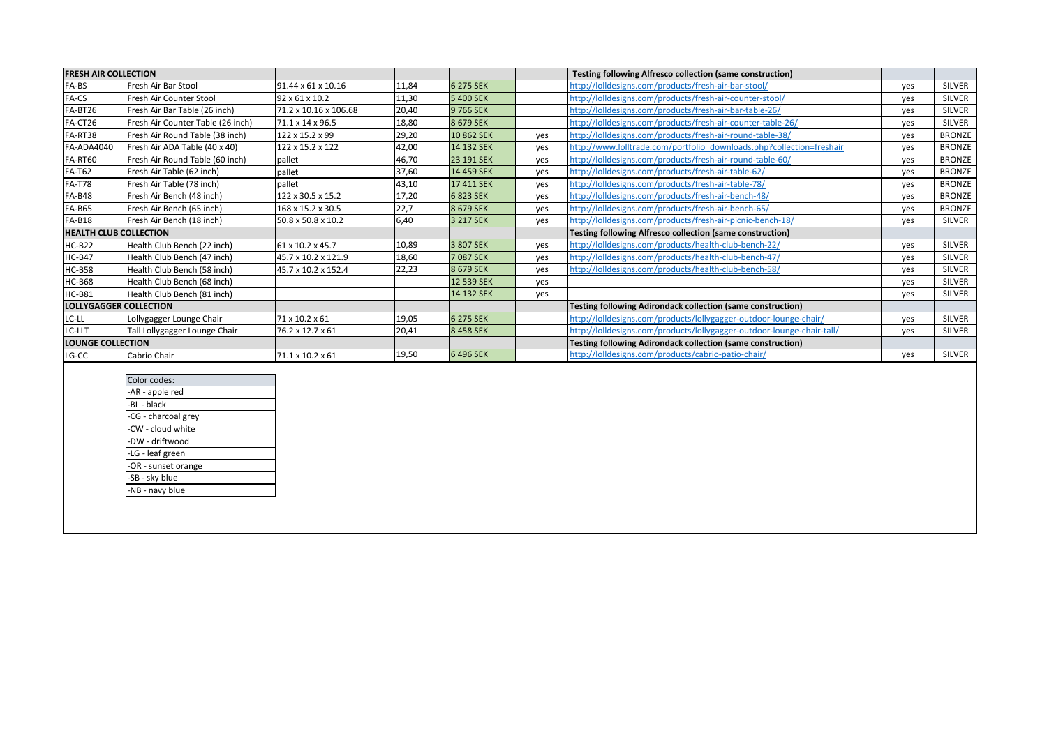| | | | | | | | | |
|---|---|---|---|---|---|---|---|---|
| **FRESH AIR COLLECTION** | | | | | | **Testing following Alfresco collection (same construction)** | | |
| FA-BS | Fresh Air Bar Stool | 91.44 x 61 x 10.16 | 11,84 | 6 275 SEK | | http://lolldesigns.com/products/fresh-air-bar-stool/ | yes | SILVER |
| FA-CS | Fresh Air Counter Stool | 92 x 61 x 10.2 | 11,30 | 5 400 SEK | | http://lolldesigns.com/products/fresh-air-counter-stool/ | yes | SILVER |
| FA-BT26 | Fresh Air Bar Table (26 inch) | 71.2 x 10.16 x 106.68 | 20,40 | 9 766 SEK | | http://lolldesigns.com/products/fresh-air-bar-table-26/ | yes | SILVER |
| FA-CT26 | Fresh Air Counter Table (26 inch) | 71.1 x 14 x 96.5 | 18,80 | 8 679 SEK | | http://lolldesigns.com/products/fresh-air-counter-table-26/ | yes | SILVER |
| FA-RT38 | Fresh Air Round Table (38 inch) | 122 x 15.2 x 99 | 29,20 | 10 862 SEK | yes | http://lolldesigns.com/products/fresh-air-round-table-38/ | yes | BRONZE |
| FA-ADA4040 | Fresh Air ADA Table (40 x 40) | 122 x 15.2 x 122 | 42,00 | 14 132 SEK | yes | http://www.lolltrade.com/portfolio_downloads.php?collection=freshair | yes | BRONZE |
| FA-RT60 | Fresh Air Round Table (60 inch) | pallet | 46,70 | 23 191 SEK | yes | http://lolldesigns.com/products/fresh-air-round-table-60/ | yes | BRONZE |
| FA-T62 | Fresh Air Table (62 inch) | pallet | 37,60 | 14 459 SEK | yes | http://lolldesigns.com/products/fresh-air-table-62/ | yes | BRONZE |
| FA-T78 | Fresh Air Table (78 inch) | pallet | 43,10 | 17 411 SEK | yes | http://lolldesigns.com/products/fresh-air-table-78/ | yes | BRONZE |
| FA-B48 | Fresh Air Bench (48 inch) | 122 x 30.5 x 15.2 | 17,20 | 6 823 SEK | yes | http://lolldesigns.com/products/fresh-air-bench-48/ | yes | BRONZE |
| FA-B65 | Fresh Air Bench (65 inch) | 168 x 15.2 x 30.5 | 22,7 | 8 679 SEK | yes | http://lolldesigns.com/products/fresh-air-bench-65/ | yes | BRONZE |
| FA-B18 | Fresh Air Bench (18 inch) | 50.8 x 50.8 x 10.2 | 6,40 | 3 217 SEK | yes | http://lolldesigns.com/products/fresh-air-picnic-bench-18/ | yes | SILVER |
| **HEALTH CLUB COLLECTION** | | | | | | **Testing following Alfresco collection (same construction)** | | |
| HC-B22 | Health Club Bench (22 inch) | 61 x 10.2 x 45.7 | 10,89 | 3 807 SEK | yes | http://lolldesigns.com/products/health-club-bench-22/ | yes | SILVER |
| HC-B47 | Health Club Bench (47 inch) | 45.7 x 10.2 x 121.9 | 18,60 | 7 087 SEK | yes | http://lolldesigns.com/products/health-club-bench-47/ | yes | SILVER |
| HC-B58 | Health Club Bench (58 inch) | 45.7 x 10.2 x 152.4 | 22,23 | 8 679 SEK | yes | http://lolldesigns.com/products/health-club-bench-58/ | yes | SILVER |
| HC-B68 | Health Club Bench (68 inch) | | | 12 539 SEK | yes | | yes | SILVER |
| HC-B81 | Health Club Bench (81 inch) | | | 14 132 SEK | yes | | yes | SILVER |
| **LOLLYGAGGER COLLECTION** | | | | | | **Testing following Adirondack collection (same construction)** | | |
| LC-LL | Lollygagger Lounge Chair | 71 x 10.2 x 61 | 19,05 | 6 275 SEK | | http://lolldesigns.com/products/lollygagger-outdoor-lounge-chair/ | yes | SILVER |
| LC-LLT | Tall Lollygagger Lounge Chair | 76.2 x 12.7 x 61 | 20,41 | 8 458 SEK | | http://lolldesigns.com/products/lollygagger-outdoor-lounge-chair-tall/ | yes | SILVER |
| **LOUNGE COLLECTION** | | | | | | **Testing following Adirondack collection (same construction)** | | |
| LG-CC | Cabrio Chair | 71.1 x 10.2 x 61 | 19,50 | 6 496 SEK | | http://lolldesigns.com/products/cabrio-patio-chair/ | yes | SILVER |

| Color codes: |
|---|
| -AR - apple red |
| -BL - black |
| -CG - charcoal grey |
| -CW - cloud white |
| -DW - driftwood |
| -LG - leaf green |
| -OR - sunset orange |
| -SB - sky blue |
| -NB - navy blue |